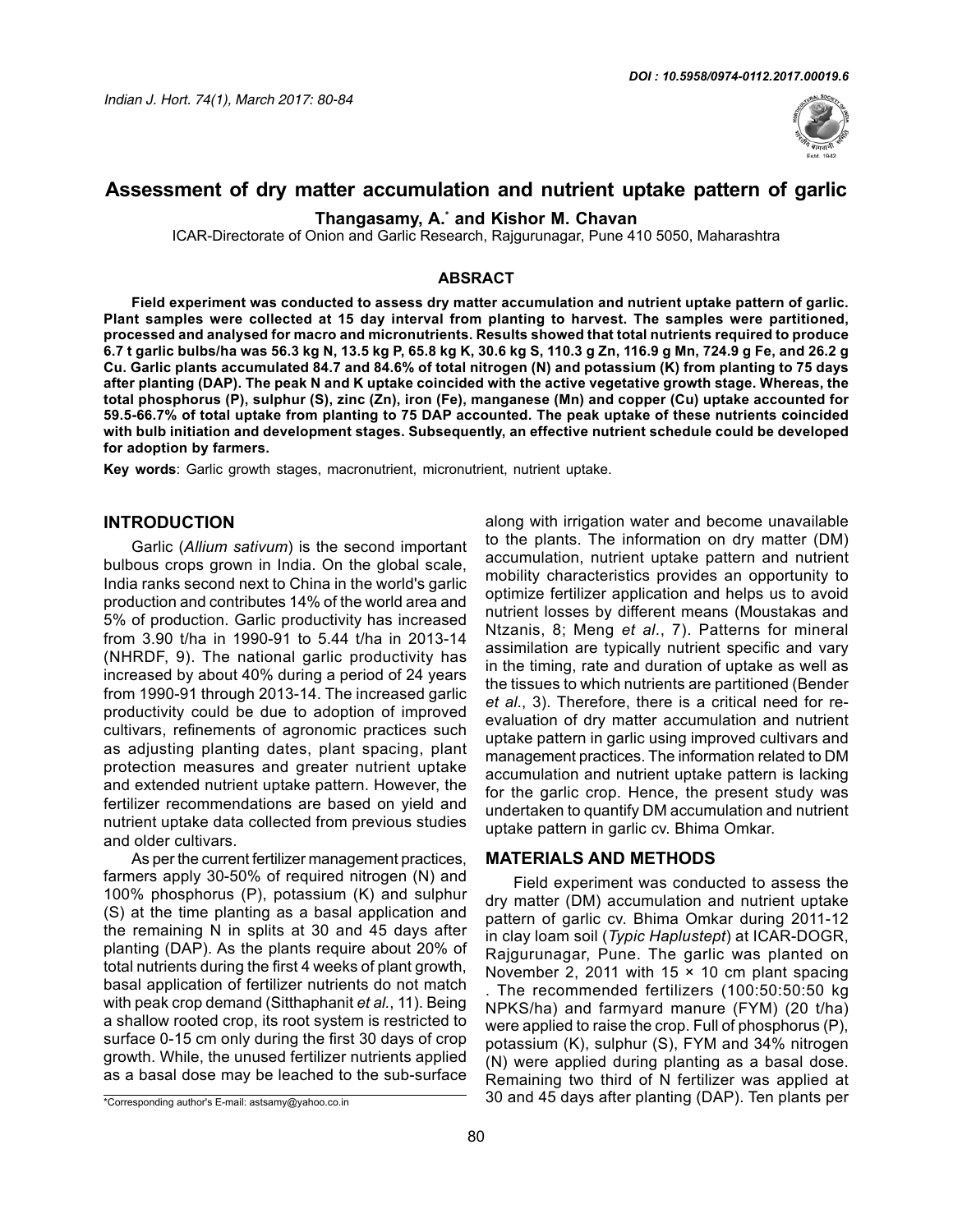# Assessment of dry matter accumulation and nutrient uptake pattern of garlic

**Thangasamy, A.*** **and Kishor M. Chavan**

ICAR-Directorate of Onion and Garlic Research, Rajgurunagar, Pune 410 5050, Maharashtra

## ABSRACT

**Field experiment was conducted to assess dry matter accumulation and nutrient uptake pattern of garlic. Plant samples were collected at 15 day interval from planting to harvest. The samples were partitioned, processed and analysed for macro and micronutrients. Results showed that total nutrients required to produce 6.7 t garlic bulbs/ha was 56.3 kg N, 13.5 kg P, 65.8 kg K, 30.6 kg S, 110.3 g Zn, 116.9 g Mn, 724.9 g Fe, and 26.2 g Cu. Garlic plants accumulated 84.7 and 84.6% of total nitrogen (N) and potassium (K) from planting to 75 days after planting (DAP). The peak N and K uptake coincided with the active vegetative growth stage. Whereas, the total phosphorus (P), sulphur (S), zinc (Zn), iron (Fe), manganese (Mn) and copper (Cu) uptake accounted for 59.5-66.7% of total uptake from planting to 75 DAP accounted. The peak uptake of these nutrients coincided with bulb initiation and development stages. Subsequently, an effective nutrient schedule could be developed for adoption by farmers.**

**Key words**: Garlic growth stages, macronutrient, micronutrient, nutrient uptake.

## INTRODUCTION

Garlic (*Allium sativum*) is the second important bulbous crops grown in India. On the global scale, India ranks second next to China in the world's garlic production and contributes 14% of the world area and 5% of production. Garlic productivity has increased from 3.90 t/ha in 1990-91 to 5.44 t/ha in 2013-14 (NHRDF, 9). The national garlic productivity has increased by about 40% during a period of 24 years from 1990-91 through 2013-14. The increased garlic productivity could be due to adoption of improved cultivars, refinements of agronomic practices such as adjusting planting dates, plant spacing, plant protection measures and greater nutrient uptake and extended nutrient uptake pattern. However, the fertilizer recommendations are based on yield and nutrient uptake data collected from previous studies and older cultivars.

As per the current fertilizer management practices, farmers apply 30-50% of required nitrogen (N) and 100% phosphorus (P), potassium (K) and sulphur (S) at the time planting as a basal application and the remaining N in splits at 30 and 45 days after planting (DAP). As the plants require about 20% of total nutrients during the first 4 weeks of plant growth, basal application of fertilizer nutrients do not match with peak crop demand (Sitthaphanit *et al.*, 11). Being a shallow rooted crop, its root system is restricted to surface 0-15 cm only during the first 30 days of crop growth. While, the unused fertilizer nutrients applied as a basal dose may be leached to the sub-surface along with irrigation water and become unavailable to the plants. The information on dry matter (DM) accumulation, nutrient uptake pattern and nutrient mobility characteristics provides an opportunity to optimize fertilizer application and helps us to avoid nutrient losses by different means (Moustakas and Ntzanis, 8; Meng *et al.*, 7). Patterns for mineral assimilation are typically nutrient specific and vary in the timing, rate and duration of uptake as well as the tissues to which nutrients are partitioned (Bender *et al.*, 3). Therefore, there is a critical need for re-evaluation of dry matter accumulation and nutrient uptake pattern in garlic using improved cultivars and management practices. The information related to DM accumulation and nutrient uptake pattern is lacking for the garlic crop. Hence, the present study was undertaken to quantify DM accumulation and nutrient uptake pattern in garlic cv. Bhima Omkar.

## MATERIALS AND METHODS

Field experiment was conducted to assess the dry matter (DM) accumulation and nutrient uptake pattern of garlic cv. Bhima Omkar during 2011-12 in clay loam soil (*Typic Haplustept*) at ICAR-DOGR, Rajgurunagar, Pune. The garlic was planted on November 2, 2011 with 15 × 10 cm plant spacing . The recommended fertilizers (100:50:50:50 kg NPKS/ha) and farmyard manure (FYM) (20 t/ha) were applied to raise the crop. Full of phosphorus (P), potassium (K), sulphur (S), FYM and 34% nitrogen (N) were applied during planting as a basal dose. Remaining two third of N fertilizer was applied at 30 and 45 days after planting (DAP). Ten plants per

*Corresponding author's E-mail: astsamy@yahoo.co.in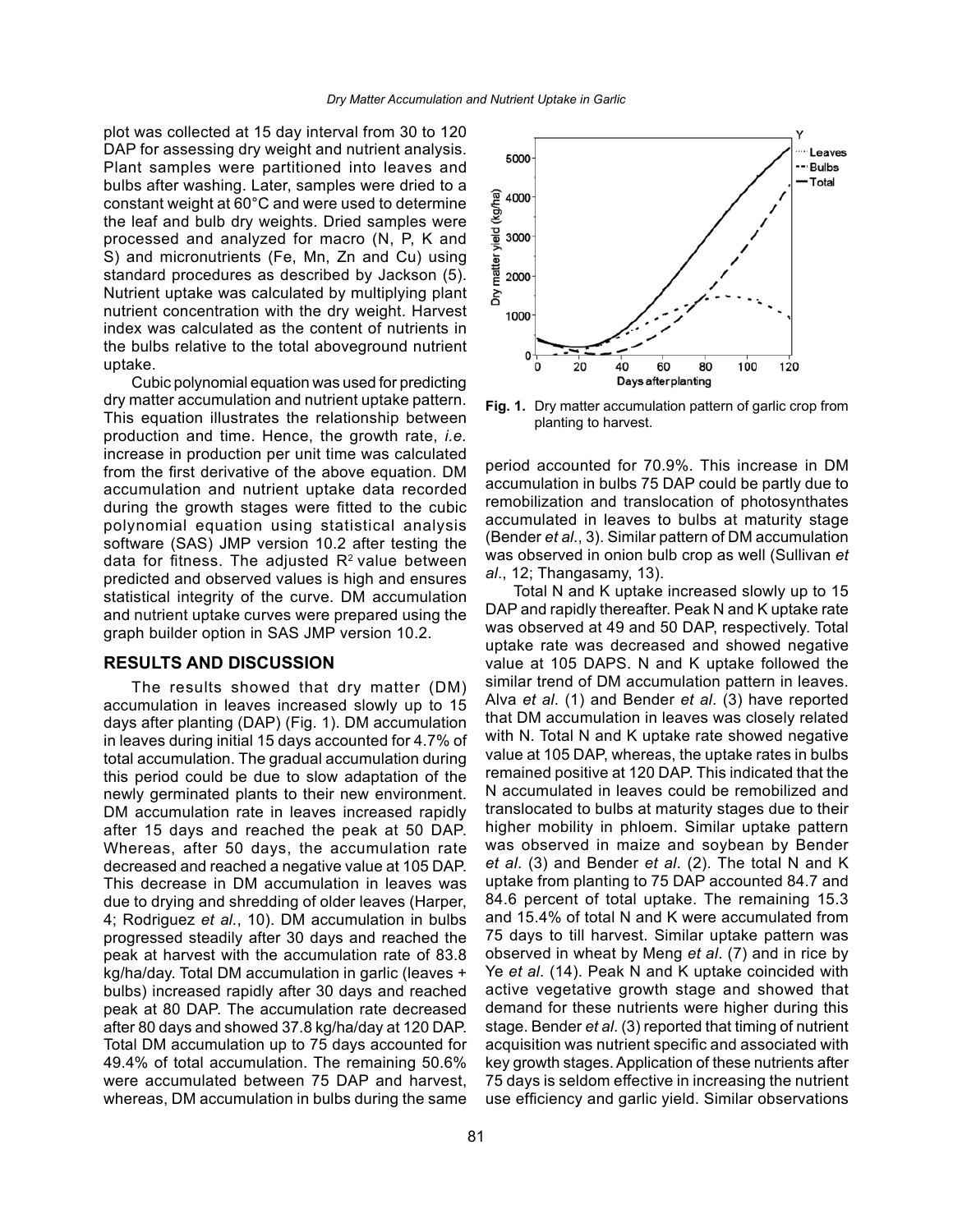plot was collected at 15 day interval from 30 to 120 DAP for assessing dry weight and nutrient analysis. Plant samples were partitioned into leaves and bulbs after washing. Later, samples were dried to a constant weight at 60°C and were used to determine the leaf and bulb dry weights. Dried samples were processed and analyzed for macro (N, P, K and S) and micronutrients (Fe, Mn, Zn and Cu) using standard procedures as described by Jackson (5). Nutrient uptake was calculated by multiplying plant nutrient concentration with the dry weight. Harvest index was calculated as the content of nutrients in the bulbs relative to the total aboveground nutrient uptake.

Cubic polynomial equation was used for predicting dry matter accumulation and nutrient uptake pattern. This equation illustrates the relationship between production and time. Hence, the growth rate, *i.e.* increase in production per unit time was calculated from the first derivative of the above equation. DM accumulation and nutrient uptake data recorded during the growth stages were fitted to the cubic polynomial equation using statistical analysis software (SAS) JMP version 10.2 after testing the data for fitness. The adjusted $R^2$ value between predicted and observed values is high and ensures statistical integrity of the curve. DM accumulation and nutrient uptake curves were prepared using the graph builder option in SAS JMP version 10.2.

## RESULTS AND DISCUSSION

The results showed that dry matter (DM) accumulation in leaves increased slowly up to 15 days after planting (DAP) (Fig. 1). DM accumulation in leaves during initial 15 days accounted for 4.7% of total accumulation. The gradual accumulation during this period could be due to slow adaptation of the newly germinated plants to their new environment. DM accumulation rate in leaves increased rapidly after 15 days and reached the peak at 50 DAP. Whereas, after 50 days, the accumulation rate decreased and reached a negative value at 105 DAP. This decrease in DM accumulation in leaves was due to drying and shredding of older leaves (Harper, 4; Rodriguez *et al.*, 10). DM accumulation in bulbs progressed steadily after 30 days and reached the peak at harvest with the accumulation rate of 83.8 kg/ha/day. Total DM accumulation in garlic (leaves + bulbs) increased rapidly after 30 days and reached peak at 80 DAP. The accumulation rate decreased after 80 days and showed 37.8 kg/ha/day at 120 DAP. Total DM accumulation up to 75 days accounted for 49.4% of total accumulation. The remaining 50.6% were accumulated between 75 DAP and harvest, whereas, DM accumulation in bulbs during the same period accounted for 70.9%. This increase in DM accumulation in bulbs 75 DAP could be partly due to remobilization and translocation of photosynthates accumulated in leaves to bulbs at maturity stage (Bender *et al*., 3). Similar pattern of DM accumulation was observed in onion bulb crop as well (Sullivan *et al*., 12; Thangasamy, 13).

**Fig. 1.** Dry matter accumulation pattern of garlic crop from planting to harvest.

Total N and K uptake increased slowly up to 15 DAP and rapidly thereafter. Peak N and K uptake rate was observed at 49 and 50 DAP, respectively. Total uptake rate was decreased and showed negative value at 105 DAPS. N and K uptake followed the similar trend of DM accumulation pattern in leaves. Alva *et al*. (1) and Bender *et al*. (3) have reported that DM accumulation in leaves was closely related with N. Total N and K uptake rate showed negative value at 105 DAP, whereas, the uptake rates in bulbs remained positive at 120 DAP. This indicated that the N accumulated in leaves could be remobilized and translocated to bulbs at maturity stages due to their higher mobility in phloem. Similar uptake pattern was observed in maize and soybean by Bender *et al*. (3) and Bender *et al*. (2). The total N and K uptake from planting to 75 DAP accounted 84.7 and 84.6 percent of total uptake. The remaining 15.3 and 15.4% of total N and K were accumulated from 75 days to till harvest. Similar uptake pattern was observed in wheat by Meng *et al*. (7) and in rice by Ye *et al*. (14). Peak N and K uptake coincided with active vegetative growth stage and showed that demand for these nutrients were higher during this stage. Bender *et al*. (3) reported that timing of nutrient acquisition was nutrient specific and associated with key growth stages. Application of these nutrients after 75 days is seldom effective in increasing the nutrient use efficiency and garlic yield. Similar observations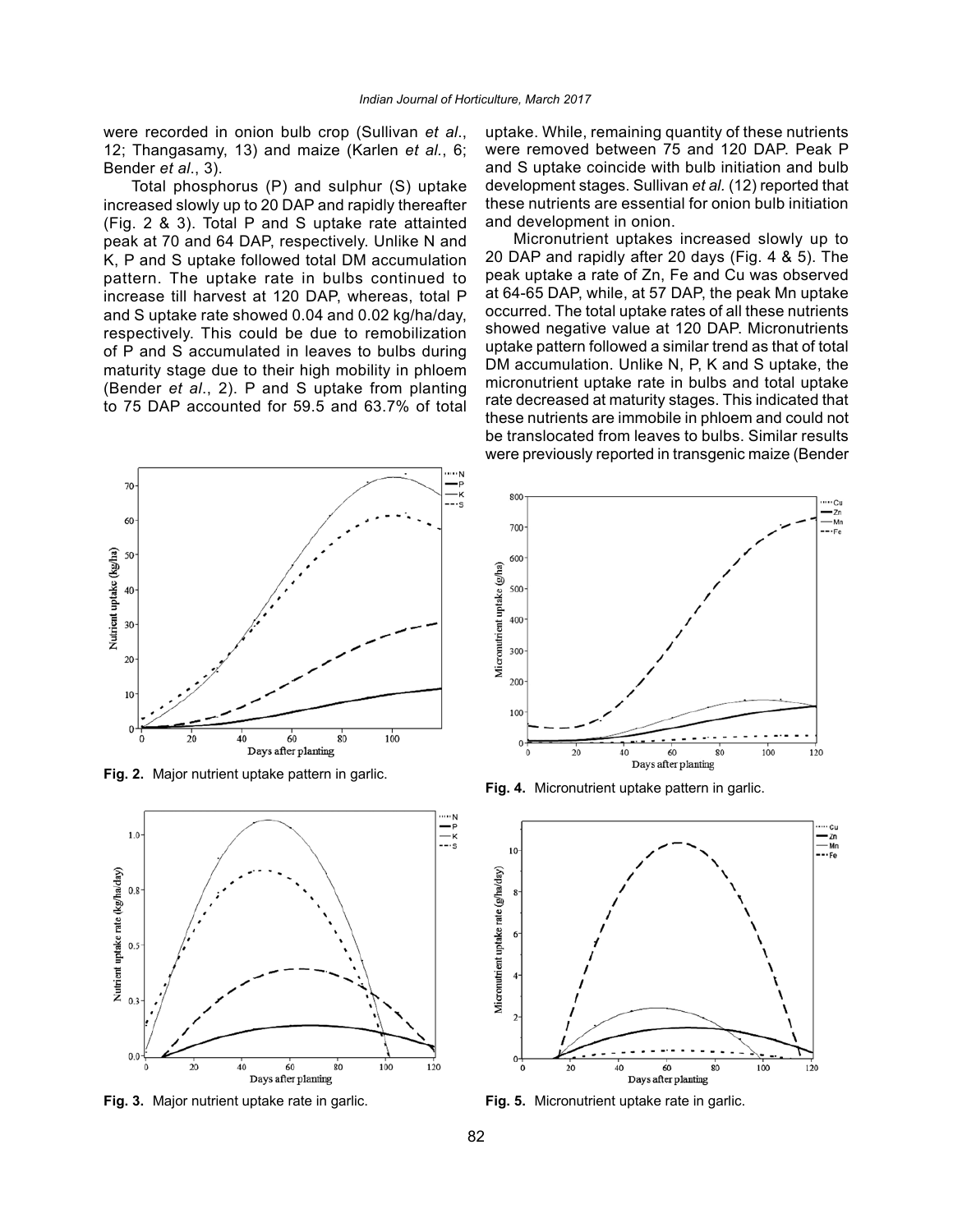were recorded in onion bulb crop (Sullivan *et al*., 12; Thangasamy, 13) and maize (Karlen *et al*., 6; Bender *et al*., 3).

Total phosphorus (P) and sulphur (S) uptake increased slowly up to 20 DAP and rapidly thereafter (Fig. 2 & 3). Total P and S uptake rate attainted peak at 70 and 64 DAP, respectively. Unlike N and K, P and S uptake followed total DM accumulation pattern. The uptake rate in bulbs continued to increase till harvest at 120 DAP, whereas, total P and S uptake rate showed 0.04 and 0.02 kg/ha/day, respectively. This could be due to remobilization of P and S accumulated in leaves to bulbs during maturity stage due to their high mobility in phloem (Bender *et al*., 2). P and S uptake from planting to 75 DAP accounted for 59.5 and 63.7% of total uptake. While, remaining quantity of these nutrients were removed between 75 and 120 DAP. Peak P and S uptake coincide with bulb initiation and bulb development stages. Sullivan *et al.* (12) reported that these nutrients are essential for onion bulb initiation and development in onion.

Micronutrient uptakes increased slowly up to 20 DAP and rapidly after 20 days (Fig. 4 & 5). The peak uptake a rate of Zn, Fe and Cu was observed at 64-65 DAP, while, at 57 DAP, the peak Mn uptake occurred. The total uptake rates of all these nutrients showed negative value at 120 DAP. Micronutrients uptake pattern followed a similar trend as that of total DM accumulation. Unlike N, P, K and S uptake, the micronutrient uptake rate in bulbs and total uptake rate decreased at maturity stages. This indicated that these nutrients are immobile in phloem and could not be translocated from leaves to bulbs. Similar results were previously reported in transgenic maize (Bender

**Fig. 2.** Major nutrient uptake pattern in garlic.

**Fig. 3.** Major nutrient uptake rate in garlic.

**Fig. 4.** Micronutrient uptake pattern in garlic.

**Fig. 5.** Micronutrient uptake rate in garlic.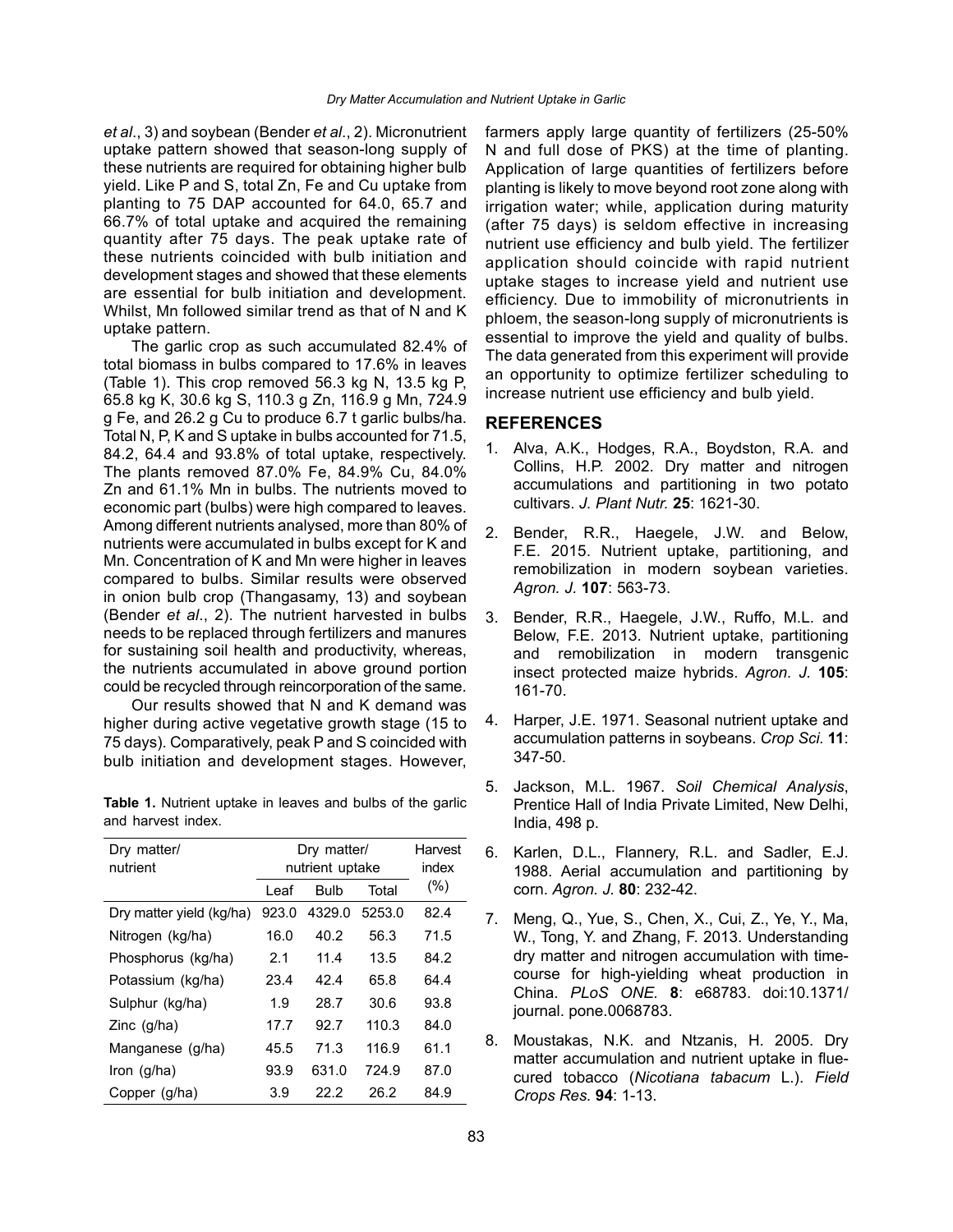*et al*., 3) and soybean (Bender *et al*., 2). Micronutrient uptake pattern showed that season-long supply of these nutrients are required for obtaining higher bulb yield. Like P and S, total Zn, Fe and Cu uptake from planting to 75 DAP accounted for 64.0, 65.7 and 66.7% of total uptake and acquired the remaining quantity after 75 days. The peak uptake rate of these nutrients coincided with bulb initiation and development stages and showed that these elements are essential for bulb initiation and development. Whilst, Mn followed similar trend as that of N and K uptake pattern.

The garlic crop as such accumulated 82.4% of total biomass in bulbs compared to 17.6% in leaves (Table 1). This crop removed 56.3 kg N, 13.5 kg P, 65.8 kg K, 30.6 kg S, 110.3 g Zn, 116.9 g Mn, 724.9 g Fe, and 26.2 g Cu to produce 6.7 t garlic bulbs/ha. Total N, P, K and S uptake in bulbs accounted for 71.5, 84.2, 64.4 and 93.8% of total uptake, respectively. The plants removed 87.0% Fe, 84.9% Cu, 84.0% Zn and 61.1% Mn in bulbs. The nutrients moved to economic part (bulbs) were high compared to leaves. Among different nutrients analysed, more than 80% of nutrients were accumulated in bulbs except for K and Mn. Concentration of K and Mn were higher in leaves compared to bulbs. Similar results were observed in onion bulb crop (Thangasamy, 13) and soybean (Bender *et al*., 2). The nutrient harvested in bulbs needs to be replaced through fertilizers and manures for sustaining soil health and productivity, whereas, the nutrients accumulated in above ground portion could be recycled through reincorporation of the same.

Our results showed that N and K demand was higher during active vegetative growth stage (15 to 75 days). Comparatively, peak P and S coincided with bulb initiation and development stages. However, farmers apply large quantity of fertilizers (25-50% N and full dose of PKS) at the time of planting. Application of large quantities of fertilizers before planting is likely to move beyond root zone along with irrigation water; while, application during maturity (after 75 days) is seldom effective in increasing nutrient use efficiency and bulb yield. The fertilizer application should coincide with rapid nutrient uptake stages to increase yield and nutrient use efficiency. Due to immobility of micronutrients in phloem, the season-long supply of micronutrients is essential to improve the yield and quality of bulbs. The data generated from this experiment will provide an opportunity to optimize fertilizer scheduling to increase nutrient use efficiency and bulb yield.

**Table 1.** Nutrient uptake in leaves and bulbs of the garlic and harvest index.

| Dry matter/ nutrient | Dry matter/ nutrient uptake | | | Harvest index (%) |
|---|---|---|---|---|
| | Leaf | Bulb | Total | |
| Dry matter yield (kg/ha) | 923.0 | 4329.0 | 5253.0 | 82.4 |
| Nitrogen (kg/ha) | 16.0 | 40.2 | 56.3 | 71.5 |
| Phosphorus (kg/ha) | 2.1 | 11.4 | 13.5 | 84.2 |
| Potassium (kg/ha) | 23.4 | 42.4 | 65.8 | 64.4 |
| Sulphur (kg/ha) | 1.9 | 28.7 | 30.6 | 93.8 |
| Zinc (g/ha) | 17.7 | 92.7 | 110.3 | 84.0 |
| Manganese (g/ha) | 45.5 | 71.3 | 116.9 | 61.1 |
| Iron (g/ha) | 93.9 | 631.0 | 724.9 | 87.0 |
| Copper (g/ha) | 3.9 | 22.2 | 26.2 | 84.9 |

## REFERENCES

1. Alva, A.K., Hodges, R.A., Boydston, R.A. and Collins, H.P. 2002. Dry matter and nitrogen accumulations and partitioning in two potato cultivars. *J. Plant Nutr.* **25**: 1621-30.

2. Bender, R.R., Haegele, J.W. and Below, F.E. 2015. Nutrient uptake, partitioning, and remobilization in modern soybean varieties. *Agron. J.* **107**: 563-73.

3. Bender, R.R., Haegele, J.W., Ruffo, M.L. and Below, F.E. 2013. Nutrient uptake, partitioning and remobilization in modern transgenic insect protected maize hybrids. *Agron. J.* **105**: 161-70.

4. Harper, J.E. 1971. Seasonal nutrient uptake and accumulation patterns in soybeans. *Crop Sci.* **11**: 347-50.

5. Jackson, M.L. 1967. *Soil Chemical Analysis*, Prentice Hall of India Private Limited, New Delhi, India, 498 p.

6. Karlen, D.L., Flannery, R.L. and Sadler, E.J. 1988. Aerial accumulation and partitioning by corn. *Agron. J.* **80**: 232-42.

7. Meng, Q., Yue, S., Chen, X., Cui, Z., Ye, Y., Ma, W., Tong, Y. and Zhang, F. 2013. Understanding dry matter and nitrogen accumulation with time-course for high-yielding wheat production in China. *PLoS ONE.* **8**: e68783. doi:10.1371/journal. pone.0068783.

8. Moustakas, N.K. and Ntzanis, H. 2005. Dry matter accumulation and nutrient uptake in flue-cured tobacco (*Nicotiana tabacum* L.). *Field Crops Res.* **94**: 1-13.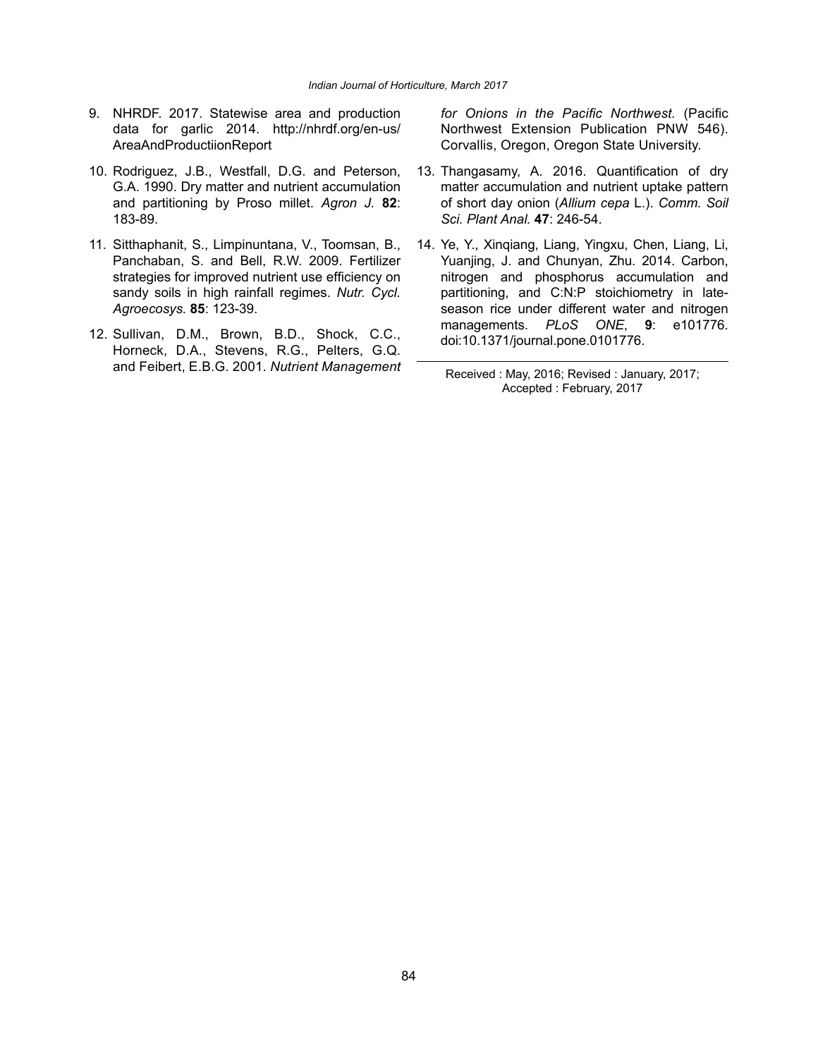9. NHRDF. 2017. Statewise area and production data for garlic 2014. http://nhrdf.org/en-us/AreaAndProductiionReport

10. Rodriguez, J.B., Westfall, D.G. and Peterson, G.A. 1990. Dry matter and nutrient accumulation and partitioning by Proso millet. *Agron J.* **82**: 183-89.

11. Sitthaphanit, S., Limpinuntana, V., Toomsan, B., Panchaban, S. and Bell, R.W. 2009. Fertilizer strategies for improved nutrient use efficiency on sandy soils in high rainfall regimes. *Nutr. Cycl. Agroecosys.* **85**: 123-39.

12. Sullivan, D.M., Brown, B.D., Shock, C.C., Horneck, D.A., Stevens, R.G., Pelters, G.Q. and Feibert, E.B.G. 2001. *Nutrient Management for Onions in the Pacific Northwest.* (Pacific Northwest Extension Publication PNW 546). Corvallis, Oregon, Oregon State University.

13. Thangasamy, A. 2016. Quantification of dry matter accumulation and nutrient uptake pattern of short day onion (*Allium cepa* L.). *Comm. Soil Sci. Plant Anal.* **47**: 246-54.

14. Ye, Y., Xinqiang, Liang, Yingxu, Chen, Liang, Li, Yuanjing, J. and Chunyan, Zhu. 2014. Carbon, nitrogen and phosphorus accumulation and partitioning, and C:N:P stoichiometry in late-season rice under different water and nitrogen managements. *PLoS ONE*, **9**: e101776. doi:10.1371/journal.pone.0101776.

---

Received : May, 2016; Revised : January, 2017; Accepted : February, 2017